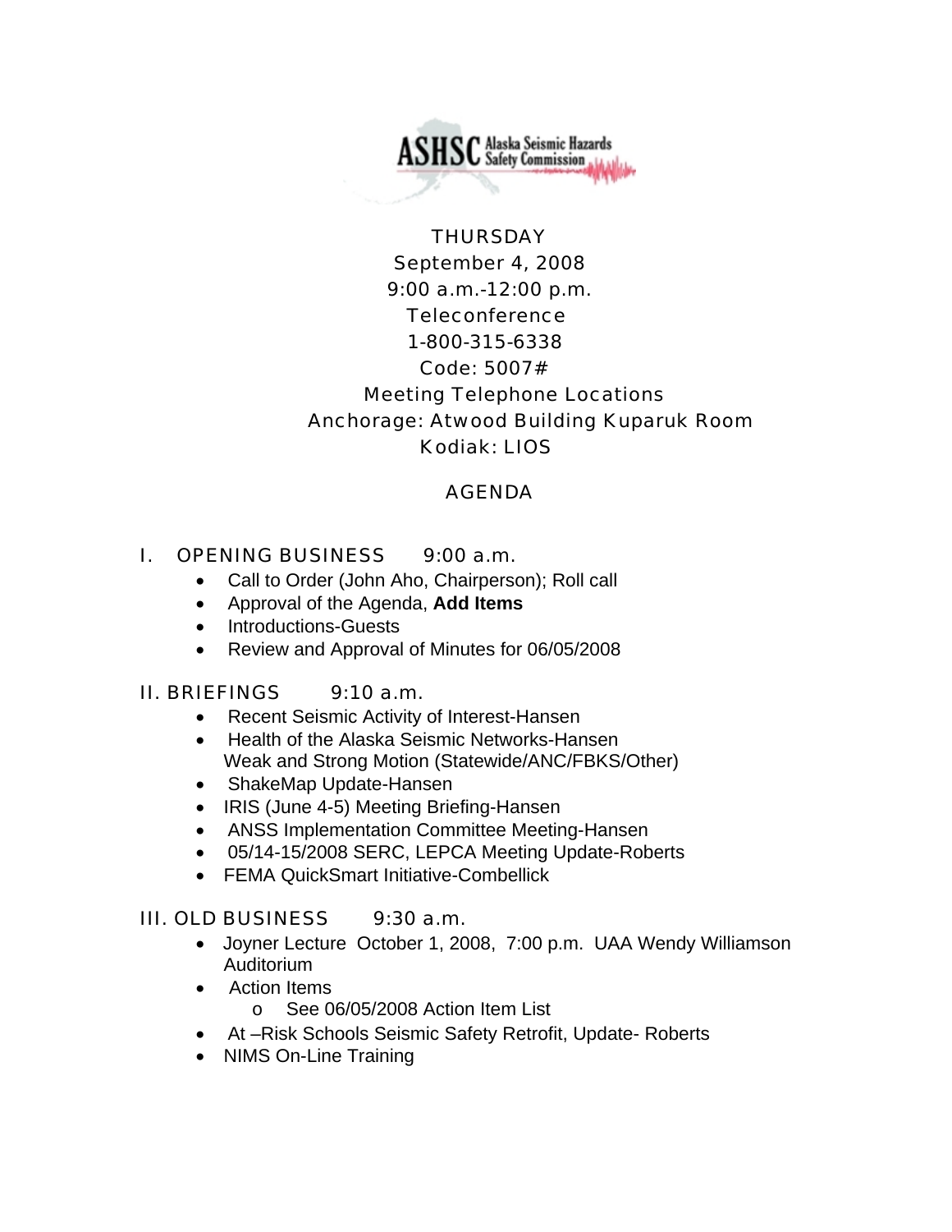ASHSC Alaska Seismic Hazards Safety Commission

THURSDAY
September 4, 2008
9:00 a.m.-12:00 p.m.
Teleconference
1-800-315-6338
Code: 5007#
Meeting Telephone Locations
Anchorage: Atwood Building Kuparuk Room
Kodiak: LIOS

# AGENDA

## I. OPENING BUSINESS 9:00 a.m.

- Call to Order (John Aho, Chairperson); Roll call
- Approval of the Agenda, **Add Items**
- Introductions-Guests
- Review and Approval of Minutes for 06/05/2008

## II. BRIEFINGS 9:10 a.m.

- Recent Seismic Activity of Interest-Hansen
- Health of the Alaska Seismic Networks-Hansen
  Weak and Strong Motion (Statewide/ANC/FBKS/Other)
- ShakeMap Update-Hansen
- IRIS (June 4-5) Meeting Briefing-Hansen
- ANSS Implementation Committee Meeting-Hansen
- 05/14-15/2008 SERC, LEPCA Meeting Update-Roberts
- FEMA QuickSmart Initiative-Combellick

## III. OLD BUSINESS 9:30 a.m.

- Joyner Lecture October 1, 2008, 7:00 p.m. UAA Wendy Williamson Auditorium
- Action Items
  - See 06/05/2008 Action Item List
- At –Risk Schools Seismic Safety Retrofit, Update- Roberts
- NIMS On-Line Training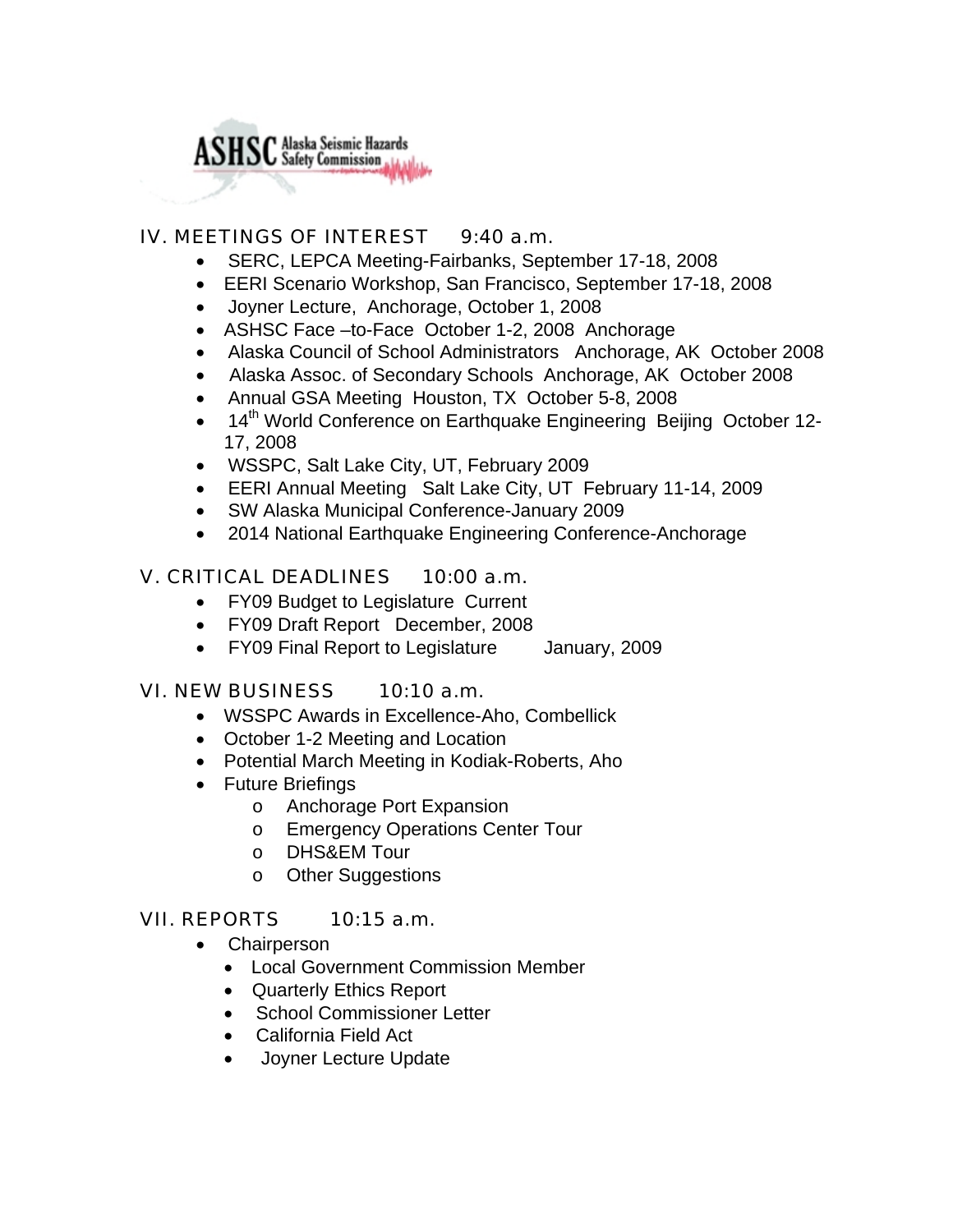ASHSC Alaska Seismic Hazards Safety Commission

## IV. MEETINGS OF INTEREST 9:40 a.m.

- SERC, LEPCA Meeting-Fairbanks, September 17-18, 2008
- EERI Scenario Workshop, San Francisco, September 17-18, 2008
- Joyner Lecture, Anchorage, October 1, 2008
- ASHSC Face –to-Face October 1-2, 2008 Anchorage
- Alaska Council of School Administrators Anchorage, AK October 2008
- Alaska Assoc. of Secondary Schools Anchorage, AK October 2008
- Annual GSA Meeting Houston, TX October 5-8, 2008
- 14th World Conference on Earthquake Engineering Beijing October 12-17, 2008
- WSSPC, Salt Lake City, UT, February 2009
- EERI Annual Meeting Salt Lake City, UT February 11-14, 2009
- SW Alaska Municipal Conference-January 2009
- 2014 National Earthquake Engineering Conference-Anchorage

## V. CRITICAL DEADLINES 10:00 a.m.

- FY09 Budget to Legislature Current
- FY09 Draft Report December, 2008
- FY09 Final Report to Legislature January, 2009

## VI. NEW BUSINESS 10:10 a.m.

- WSSPC Awards in Excellence-Aho, Combellick
- October 1-2 Meeting and Location
- Potential March Meeting in Kodiak-Roberts, Aho
- Future Briefings
    - Anchorage Port Expansion
    - Emergency Operations Center Tour
    - DHS&EM Tour
    - Other Suggestions

## VII. REPORTS 10:15 a.m.

- Chairperson
    - Local Government Commission Member
    - Quarterly Ethics Report
    - School Commissioner Letter
    - California Field Act
    - Joyner Lecture Update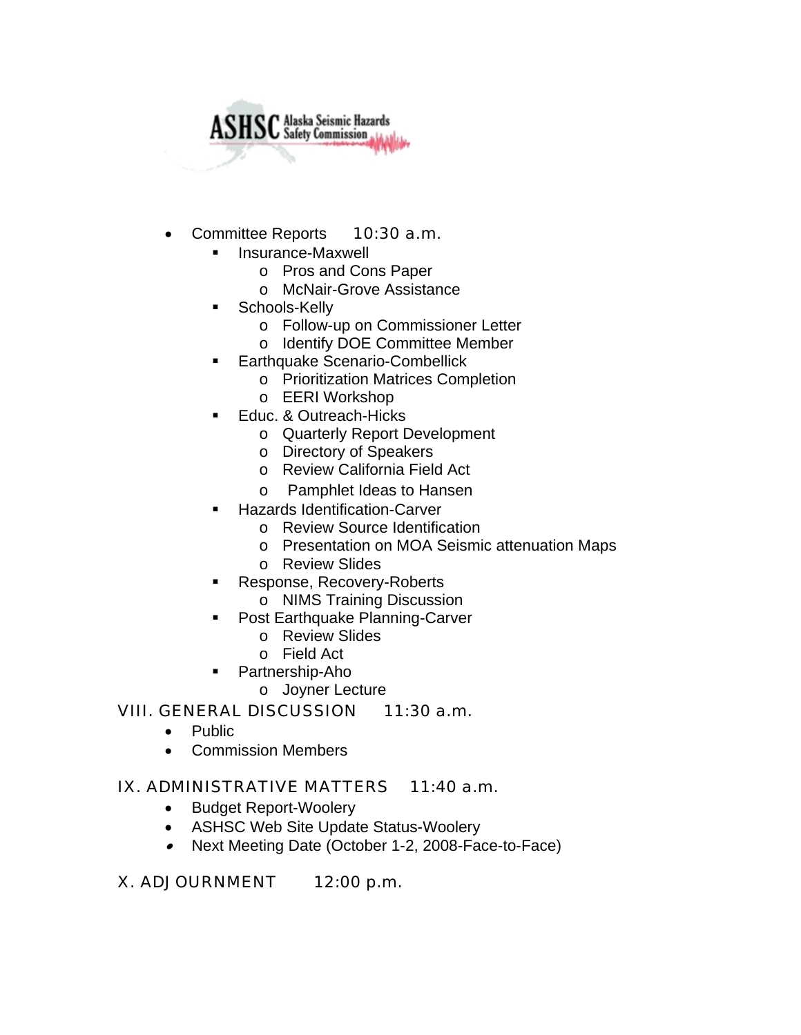ASHSC Alaska Seismic Hazards Safety Commission

- Committee Reports 10:30 a.m.
  - Insurance-Maxwell
    - Pros and Cons Paper
    - McNair-Grove Assistance
  - Schools-Kelly
    - Follow-up on Commissioner Letter
    - Identify DOE Committee Member
  - Earthquake Scenario-Combellick
    - Prioritization Matrices Completion
    - EERI Workshop
  - Educ. & Outreach-Hicks
    - Quarterly Report Development
    - Directory of Speakers
    - Review California Field Act
    - Pamphlet Ideas to Hansen
  - Hazards Identification-Carver
    - Review Source Identification
    - Presentation on MOA Seismic attenuation Maps
    - Review Slides
  - Response, Recovery-Roberts
    - NIMS Training Discussion
  - Post Earthquake Planning-Carver
    - Review Slides
    - Field Act
  - Partnership-Aho
    - Joyner Lecture

VIII. GENERAL DISCUSSION 11:30 a.m.

- Public
- Commission Members

IX. ADMINISTRATIVE MATTERS 11:40 a.m.

- Budget Report-Woolery
- ASHSC Web Site Update Status-Woolery
- Next Meeting Date (October 1-2, 2008-Face-to-Face)

X. ADJOURNMENT 12:00 p.m.